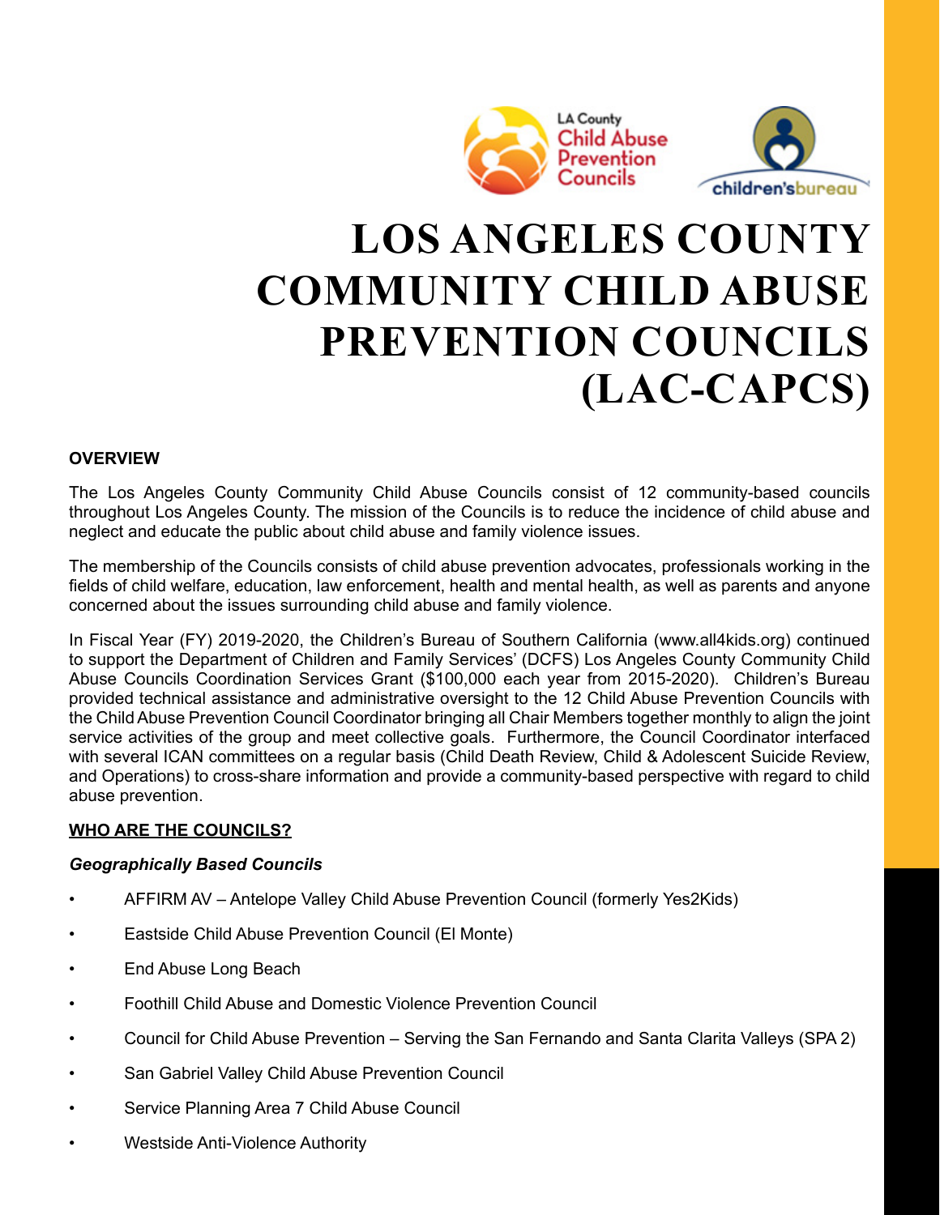# LOS ANGELES COUNTY COMMUNITY CHILD ABUSE PREVENTION COUNCILS (LAC-CAPCS)

**OVERVIEW**

The Los Angeles County Community Child Abuse Councils consist of 12 community-based councils throughout Los Angeles County. The mission of the Councils is to reduce the incidence of child abuse and neglect and educate the public about child abuse and family violence issues.

The membership of the Councils consists of child abuse prevention advocates, professionals working in the fields of child welfare, education, law enforcement, health and mental health, as well as parents and anyone concerned about the issues surrounding child abuse and family violence.

In Fiscal Year (FY) 2019-2020, the Children's Bureau of Southern California (www.all4kids.org) continued to support the Department of Children and Family Services' (DCFS) Los Angeles County Community Child Abuse Councils Coordination Services Grant ($100,000 each year from 2015-2020). Children's Bureau provided technical assistance and administrative oversight to the 12 Child Abuse Prevention Councils with the Child Abuse Prevention Council Coordinator bringing all Chair Members together monthly to align the joint service activities of the group and meet collective goals. Furthermore, the Council Coordinator interfaced with several ICAN committees on a regular basis (Child Death Review, Child & Adolescent Suicide Review, and Operations) to cross-share information and provide a community-based perspective with regard to child abuse prevention.

**WHO ARE THE COUNCILS?**

***Geographically Based Councils***

- AFFIRM AV – Antelope Valley Child Abuse Prevention Council (formerly Yes2Kids)
- Eastside Child Abuse Prevention Council (El Monte)
- End Abuse Long Beach
- Foothill Child Abuse and Domestic Violence Prevention Council
- Council for Child Abuse Prevention – Serving the San Fernando and Santa Clarita Valleys (SPA 2)
- San Gabriel Valley Child Abuse Prevention Council
- Service Planning Area 7 Child Abuse Council
- Westside Anti-Violence Authority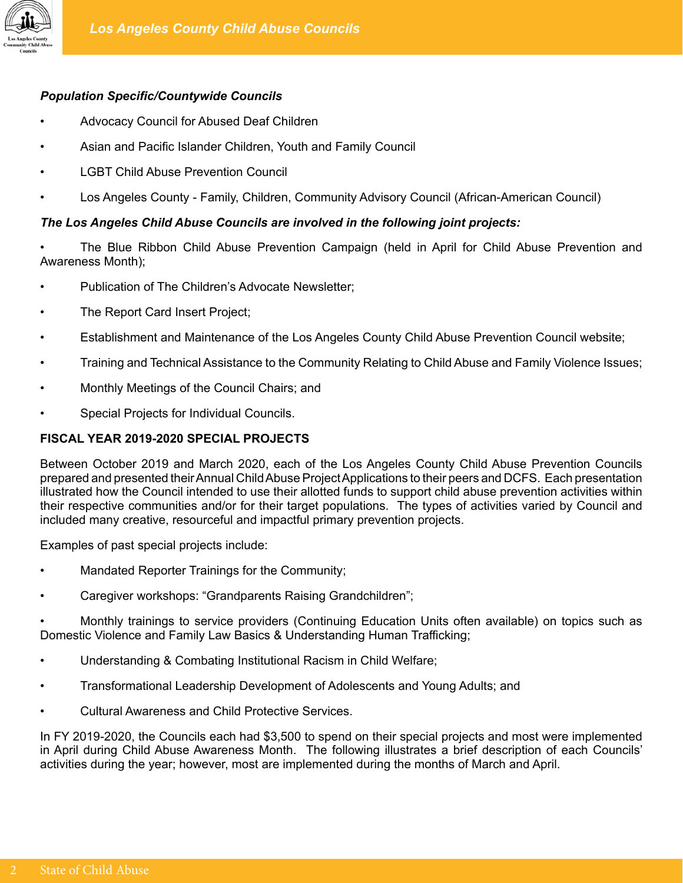***Population Specific/Countywide Councils***

- Advocacy Council for Abused Deaf Children
- Asian and Pacific Islander Children, Youth and Family Council
- LGBT Child Abuse Prevention Council
- Los Angeles County - Family, Children, Community Advisory Council (African-American Council)

***The Los Angeles Child Abuse Councils are involved in the following joint projects:***

- The Blue Ribbon Child Abuse Prevention Campaign (held in April for Child Abuse Prevention and Awareness Month);
- Publication of The Children's Advocate Newsletter;
- The Report Card Insert Project;
- Establishment and Maintenance of the Los Angeles County Child Abuse Prevention Council website;
- Training and Technical Assistance to the Community Relating to Child Abuse and Family Violence Issues;
- Monthly Meetings of the Council Chairs; and
- Special Projects for Individual Councils.

**FISCAL YEAR 2019-2020 SPECIAL PROJECTS**

Between October 2019 and March 2020, each of the Los Angeles County Child Abuse Prevention Councils prepared and presented their Annual Child Abuse Project Applications to their peers and DCFS. Each presentation illustrated how the Council intended to use their allotted funds to support child abuse prevention activities within their respective communities and/or for their target populations. The types of activities varied by Council and included many creative, resourceful and impactful primary prevention projects.

Examples of past special projects include:

- Mandated Reporter Trainings for the Community;
- Caregiver workshops: "Grandparents Raising Grandchildren";
- Monthly trainings to service providers (Continuing Education Units often available) on topics such as Domestic Violence and Family Law Basics & Understanding Human Trafficking;
- Understanding & Combating Institutional Racism in Child Welfare;
- Transformational Leadership Development of Adolescents and Young Adults; and
- Cultural Awareness and Child Protective Services.

In FY 2019-2020, the Councils each had $3,500 to spend on their special projects and most were implemented in April during Child Abuse Awareness Month. The following illustrates a brief description of each Councils' activities during the year; however, most are implemented during the months of March and April.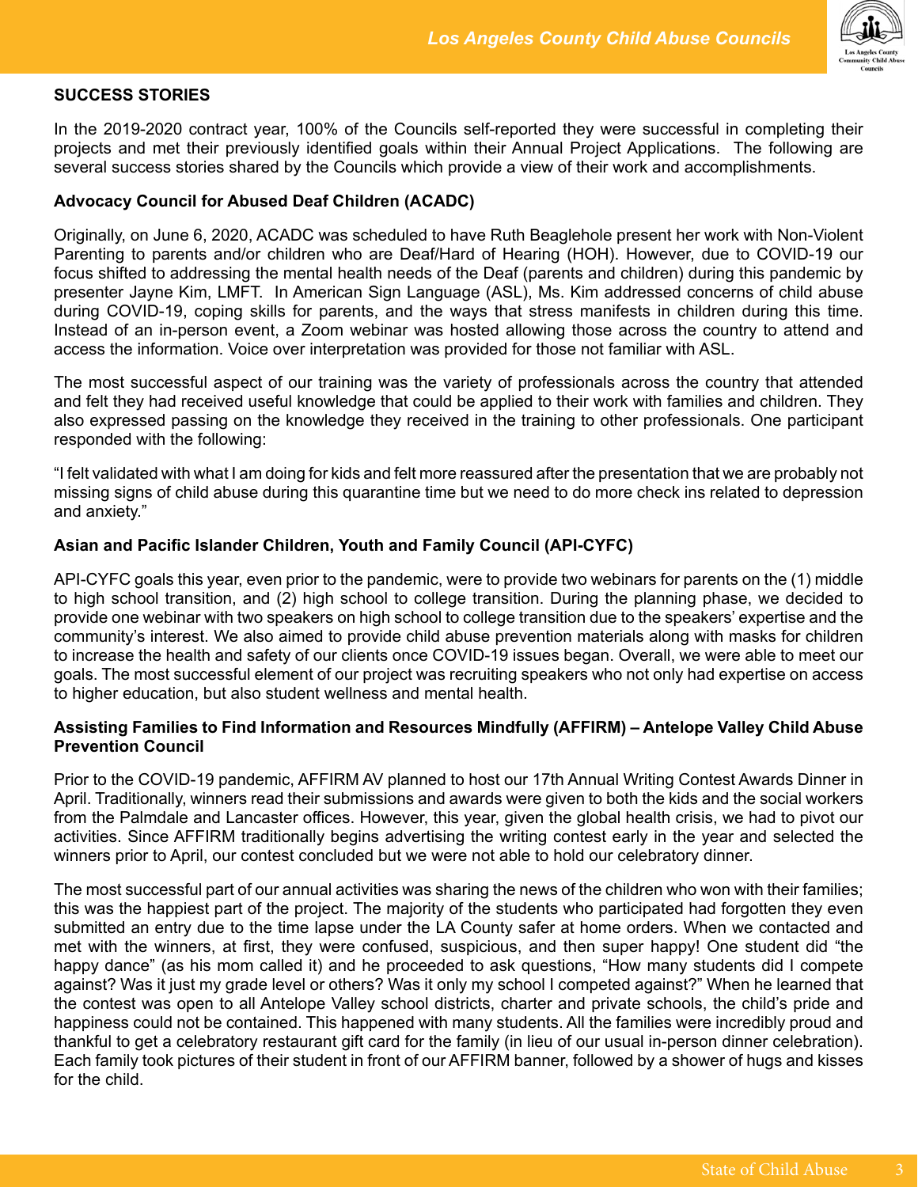## SUCCESS STORIES

In the 2019-2020 contract year, 100% of the Councils self-reported they were successful in completing their projects and met their previously identified goals within their Annual Project Applications. The following are several success stories shared by the Councils which provide a view of their work and accomplishments.

### Advocacy Council for Abused Deaf Children (ACADC)

Originally, on June 6, 2020, ACADC was scheduled to have Ruth Beaglehole present her work with Non-Violent Parenting to parents and/or children who are Deaf/Hard of Hearing (HOH). However, due to COVID-19 our focus shifted to addressing the mental health needs of the Deaf (parents and children) during this pandemic by presenter Jayne Kim, LMFT. In American Sign Language (ASL), Ms. Kim addressed concerns of child abuse during COVID-19, coping skills for parents, and the ways that stress manifests in children during this time. Instead of an in-person event, a Zoom webinar was hosted allowing those across the country to attend and access the information. Voice over interpretation was provided for those not familiar with ASL.

The most successful aspect of our training was the variety of professionals across the country that attended and felt they had received useful knowledge that could be applied to their work with families and children. They also expressed passing on the knowledge they received in the training to other professionals. One participant responded with the following:

"I felt validated with what I am doing for kids and felt more reassured after the presentation that we are probably not missing signs of child abuse during this quarantine time but we need to do more check ins related to depression and anxiety."

### Asian and Pacific Islander Children, Youth and Family Council (API-CYFC)

API-CYFC goals this year, even prior to the pandemic, were to provide two webinars for parents on the (1) middle to high school transition, and (2) high school to college transition. During the planning phase, we decided to provide one webinar with two speakers on high school to college transition due to the speakers' expertise and the community's interest. We also aimed to provide child abuse prevention materials along with masks for children to increase the health and safety of our clients once COVID-19 issues began. Overall, we were able to meet our goals. The most successful element of our project was recruiting speakers who not only had expertise on access to higher education, but also student wellness and mental health.

### Assisting Families to Find Information and Resources Mindfully (AFFIRM) – Antelope Valley Child Abuse Prevention Council

Prior to the COVID-19 pandemic, AFFIRM AV planned to host our 17th Annual Writing Contest Awards Dinner in April. Traditionally, winners read their submissions and awards were given to both the kids and the social workers from the Palmdale and Lancaster offices. However, this year, given the global health crisis, we had to pivot our activities. Since AFFIRM traditionally begins advertising the writing contest early in the year and selected the winners prior to April, our contest concluded but we were not able to hold our celebratory dinner.

The most successful part of our annual activities was sharing the news of the children who won with their families; this was the happiest part of the project. The majority of the students who participated had forgotten they even submitted an entry due to the time lapse under the LA County safer at home orders. When we contacted and met with the winners, at first, they were confused, suspicious, and then super happy! One student did "the happy dance" (as his mom called it) and he proceeded to ask questions, "How many students did I compete against? Was it just my grade level or others? Was it only my school I competed against?" When he learned that the contest was open to all Antelope Valley school districts, charter and private schools, the child's pride and happiness could not be contained. This happened with many students. All the families were incredibly proud and thankful to get a celebratory restaurant gift card for the family (in lieu of our usual in-person dinner celebration). Each family took pictures of their student in front of our AFFIRM banner, followed by a shower of hugs and kisses for the child.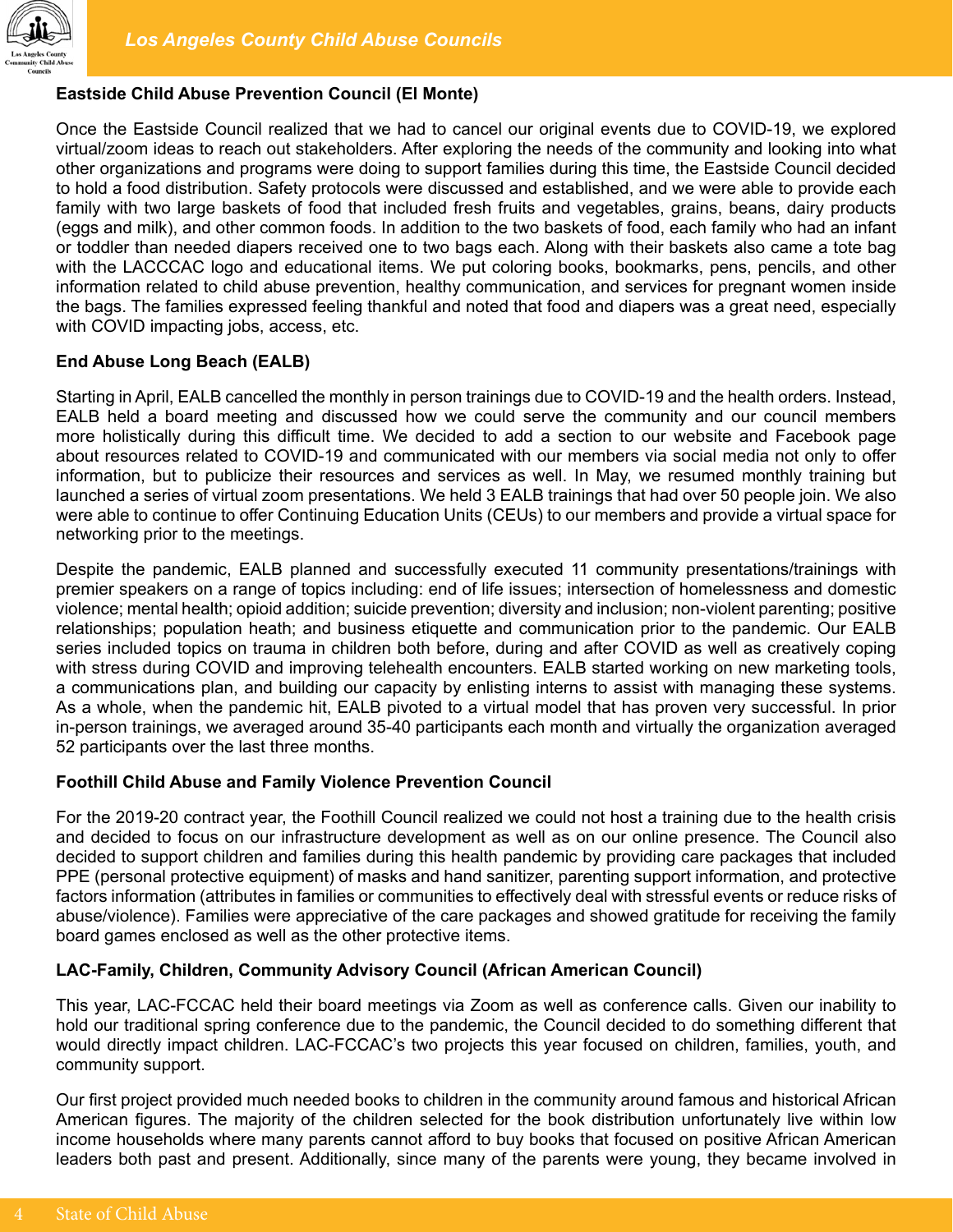**Eastside Child Abuse Prevention Council (El Monte)**

Once the Eastside Council realized that we had to cancel our original events due to COVID-19, we explored virtual/zoom ideas to reach out stakeholders. After exploring the needs of the community and looking into what other organizations and programs were doing to support families during this time, the Eastside Council decided to hold a food distribution. Safety protocols were discussed and established, and we were able to provide each family with two large baskets of food that included fresh fruits and vegetables, grains, beans, dairy products (eggs and milk), and other common foods. In addition to the two baskets of food, each family who had an infant or toddler than needed diapers received one to two bags each. Along with their baskets also came a tote bag with the LACCCAC logo and educational items. We put coloring books, bookmarks, pens, pencils, and other information related to child abuse prevention, healthy communication, and services for pregnant women inside the bags. The families expressed feeling thankful and noted that food and diapers was a great need, especially with COVID impacting jobs, access, etc.

**End Abuse Long Beach (EALB)**

Starting in April, EALB cancelled the monthly in person trainings due to COVID-19 and the health orders. Instead, EALB held a board meeting and discussed how we could serve the community and our council members more holistically during this difficult time. We decided to add a section to our website and Facebook page about resources related to COVID-19 and communicated with our members via social media not only to offer information, but to publicize their resources and services as well. In May, we resumed monthly training but launched a series of virtual zoom presentations. We held 3 EALB trainings that had over 50 people join. We also were able to continue to offer Continuing Education Units (CEUs) to our members and provide a virtual space for networking prior to the meetings.

Despite the pandemic, EALB planned and successfully executed 11 community presentations/trainings with premier speakers on a range of topics including: end of life issues; intersection of homelessness and domestic violence; mental health; opioid addition; suicide prevention; diversity and inclusion; non-violent parenting; positive relationships; population heath; and business etiquette and communication prior to the pandemic. Our EALB series included topics on trauma in children both before, during and after COVID as well as creatively coping with stress during COVID and improving telehealth encounters. EALB started working on new marketing tools, a communications plan, and building our capacity by enlisting interns to assist with managing these systems. As a whole, when the pandemic hit, EALB pivoted to a virtual model that has proven very successful. In prior in-person trainings, we averaged around 35-40 participants each month and virtually the organization averaged 52 participants over the last three months.

**Foothill Child Abuse and Family Violence Prevention Council**

For the 2019-20 contract year, the Foothill Council realized we could not host a training due to the health crisis and decided to focus on our infrastructure development as well as on our online presence. The Council also decided to support children and families during this health pandemic by providing care packages that included PPE (personal protective equipment) of masks and hand sanitizer, parenting support information, and protective factors information (attributes in families or communities to effectively deal with stressful events or reduce risks of abuse/violence). Families were appreciative of the care packages and showed gratitude for receiving the family board games enclosed as well as the other protective items.

**LAC-Family, Children, Community Advisory Council (African American Council)**

This year, LAC-FCCAC held their board meetings via Zoom as well as conference calls. Given our inability to hold our traditional spring conference due to the pandemic, the Council decided to do something different that would directly impact children. LAC-FCCAC's two projects this year focused on children, families, youth, and community support.

Our first project provided much needed books to children in the community around famous and historical African American figures. The majority of the children selected for the book distribution unfortunately live within low income households where many parents cannot afford to buy books that focused on positive African American leaders both past and present. Additionally, since many of the parents were young, they became involved in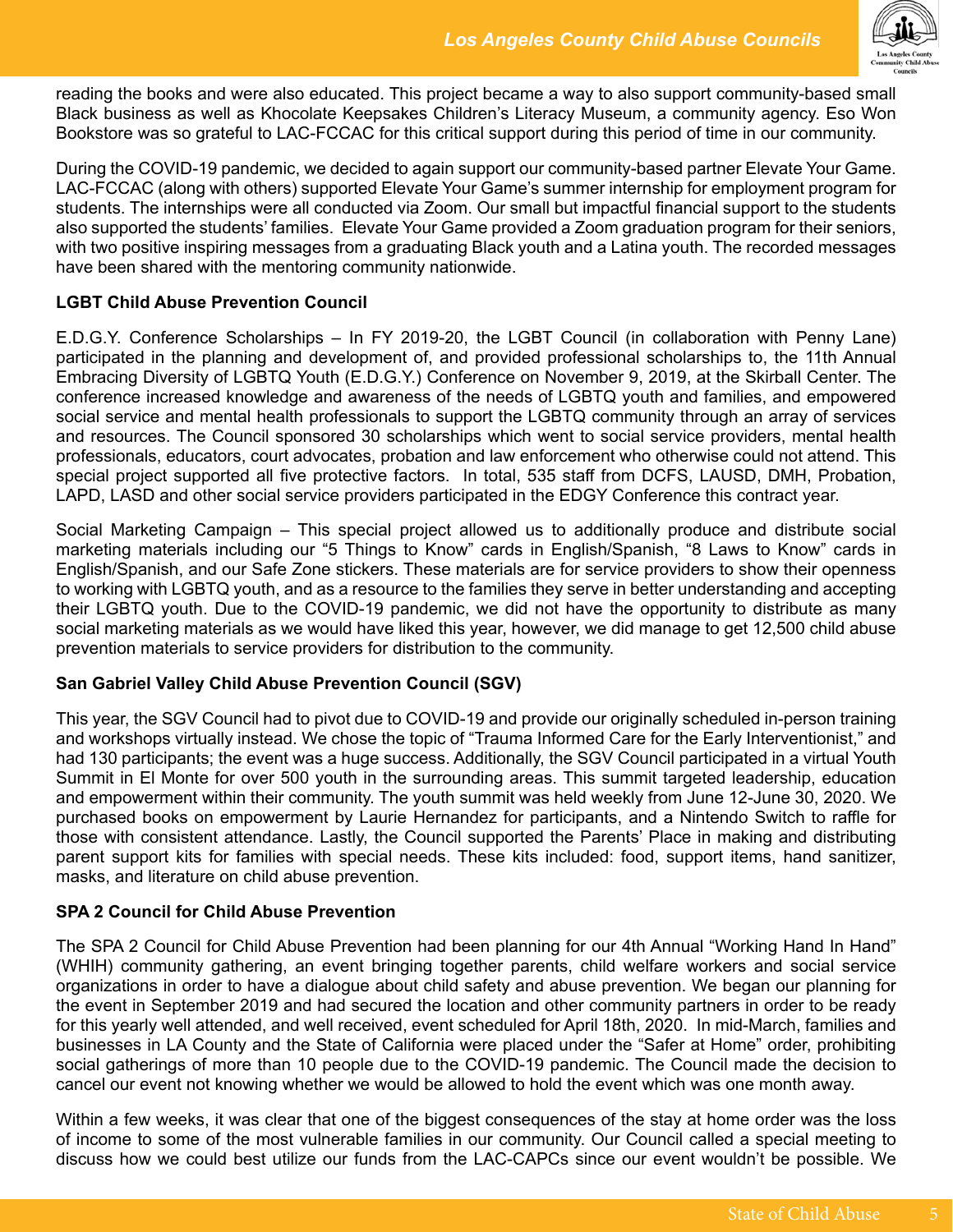reading the books and were also educated. This project became a way to also support community-based small Black business as well as Khocolate Keepsakes Children's Literacy Museum, a community agency. Eso Won Bookstore was so grateful to LAC-FCCAC for this critical support during this period of time in our community.

During the COVID-19 pandemic, we decided to again support our community-based partner Elevate Your Game. LAC-FCCAC (along with others) supported Elevate Your Game's summer internship for employment program for students. The internships were all conducted via Zoom. Our small but impactful financial support to the students also supported the students' families. Elevate Your Game provided a Zoom graduation program for their seniors, with two positive inspiring messages from a graduating Black youth and a Latina youth. The recorded messages have been shared with the mentoring community nationwide.

**LGBT Child Abuse Prevention Council**

E.D.G.Y. Conference Scholarships – In FY 2019-20, the LGBT Council (in collaboration with Penny Lane) participated in the planning and development of, and provided professional scholarships to, the 11th Annual Embracing Diversity of LGBTQ Youth (E.D.G.Y.) Conference on November 9, 2019, at the Skirball Center. The conference increased knowledge and awareness of the needs of LGBTQ youth and families, and empowered social service and mental health professionals to support the LGBTQ community through an array of services and resources. The Council sponsored 30 scholarships which went to social service providers, mental health professionals, educators, court advocates, probation and law enforcement who otherwise could not attend. This special project supported all five protective factors. In total, 535 staff from DCFS, LAUSD, DMH, Probation, LAPD, LASD and other social service providers participated in the EDGY Conference this contract year.

Social Marketing Campaign – This special project allowed us to additionally produce and distribute social marketing materials including our "5 Things to Know" cards in English/Spanish, "8 Laws to Know" cards in English/Spanish, and our Safe Zone stickers. These materials are for service providers to show their openness to working with LGBTQ youth, and as a resource to the families they serve in better understanding and accepting their LGBTQ youth. Due to the COVID-19 pandemic, we did not have the opportunity to distribute as many social marketing materials as we would have liked this year, however, we did manage to get 12,500 child abuse prevention materials to service providers for distribution to the community.

**San Gabriel Valley Child Abuse Prevention Council (SGV)**

This year, the SGV Council had to pivot due to COVID-19 and provide our originally scheduled in-person training and workshops virtually instead. We chose the topic of "Trauma Informed Care for the Early Interventionist," and had 130 participants; the event was a huge success. Additionally, the SGV Council participated in a virtual Youth Summit in El Monte for over 500 youth in the surrounding areas. This summit targeted leadership, education and empowerment within their community. The youth summit was held weekly from June 12-June 30, 2020. We purchased books on empowerment by Laurie Hernandez for participants, and a Nintendo Switch to raffle for those with consistent attendance. Lastly, the Council supported the Parents' Place in making and distributing parent support kits for families with special needs. These kits included: food, support items, hand sanitizer, masks, and literature on child abuse prevention.

**SPA 2 Council for Child Abuse Prevention**

The SPA 2 Council for Child Abuse Prevention had been planning for our 4th Annual "Working Hand In Hand" (WHIH) community gathering, an event bringing together parents, child welfare workers and social service organizations in order to have a dialogue about child safety and abuse prevention. We began our planning for the event in September 2019 and had secured the location and other community partners in order to be ready for this yearly well attended, and well received, event scheduled for April 18th, 2020. In mid-March, families and businesses in LA County and the State of California were placed under the "Safer at Home" order, prohibiting social gatherings of more than 10 people due to the COVID-19 pandemic. The Council made the decision to cancel our event not knowing whether we would be allowed to hold the event which was one month away.

Within a few weeks, it was clear that one of the biggest consequences of the stay at home order was the loss of income to some of the most vulnerable families in our community. Our Council called a special meeting to discuss how we could best utilize our funds from the LAC-CAPCs since our event wouldn't be possible. We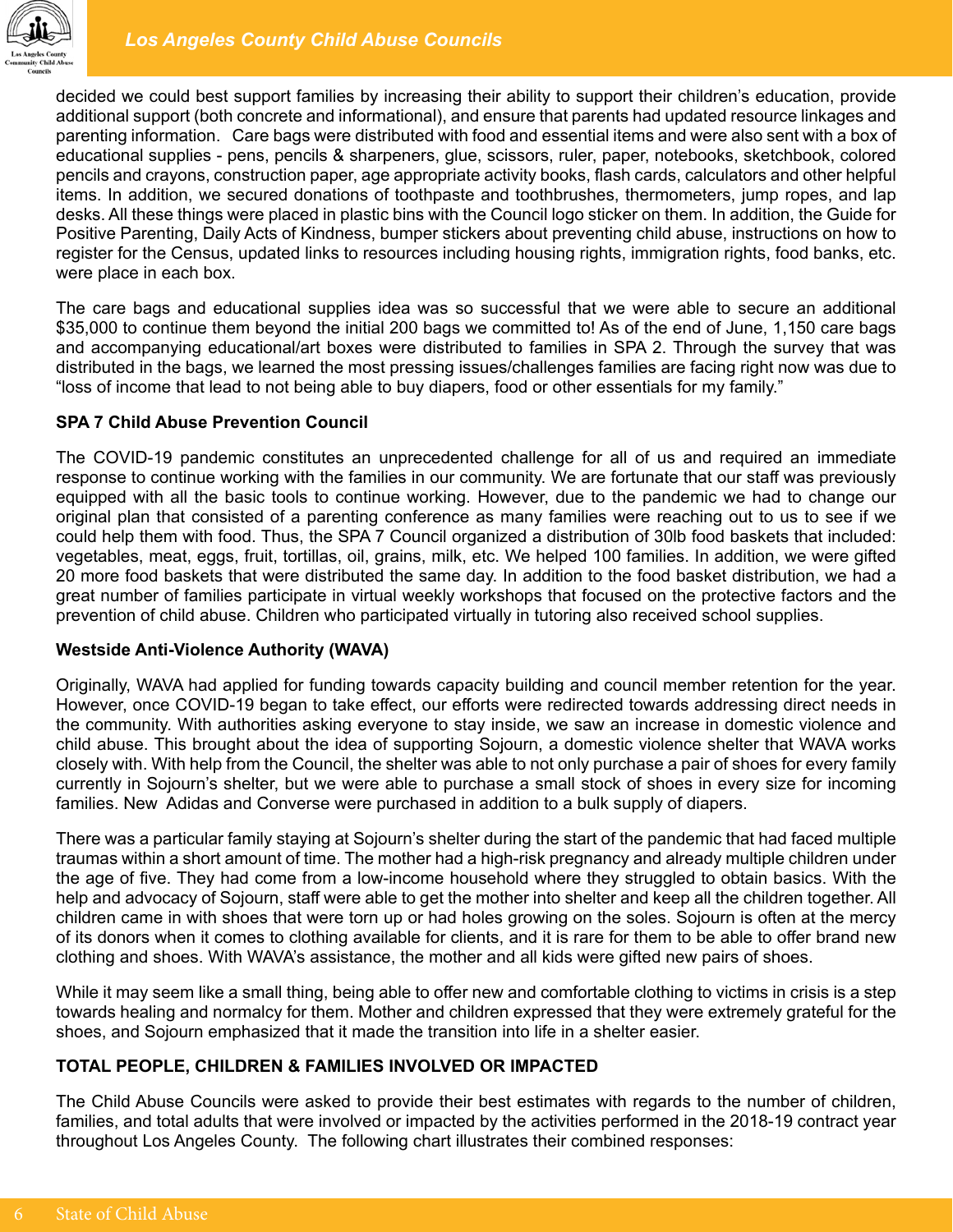decided we could best support families by increasing their ability to support their children's education, provide additional support (both concrete and informational), and ensure that parents had updated resource linkages and parenting information.  Care bags were distributed with food and essential items and were also sent with a box of educational supplies - pens, pencils & sharpeners, glue, scissors, ruler, paper, notebooks, sketchbook, colored pencils and crayons, construction paper, age appropriate activity books, flash cards, calculators and other helpful items. In addition, we secured donations of toothpaste and toothbrushes, thermometers, jump ropes, and lap desks. All these things were placed in plastic bins with the Council logo sticker on them. In addition, the Guide for Positive Parenting, Daily Acts of Kindness, bumper stickers about preventing child abuse, instructions on how to register for the Census, updated links to resources including housing rights, immigration rights, food banks, etc. were place in each box.

The care bags and educational supplies idea was so successful that we were able to secure an additional $35,000 to continue them beyond the initial 200 bags we committed to! As of the end of June, 1,150 care bags and accompanying educational/art boxes were distributed to families in SPA 2. Through the survey that was distributed in the bags, we learned the most pressing issues/challenges families are facing right now was due to "loss of income that lead to not being able to buy diapers, food or other essentials for my family."

**SPA 7 Child Abuse Prevention Council**

The COVID-19 pandemic constitutes an unprecedented challenge for all of us and required an immediate response to continue working with the families in our community. We are fortunate that our staff was previously equipped with all the basic tools to continue working. However, due to the pandemic we had to change our original plan that consisted of a parenting conference as many families were reaching out to us to see if we could help them with food. Thus, the SPA 7 Council organized a distribution of 30lb food baskets that included: vegetables, meat, eggs, fruit, tortillas, oil, grains, milk, etc. We helped 100 families. In addition, we were gifted 20 more food baskets that were distributed the same day. In addition to the food basket distribution, we had a great number of families participate in virtual weekly workshops that focused on the protective factors and the prevention of child abuse. Children who participated virtually in tutoring also received school supplies.

**Westside Anti-Violence Authority (WAVA)**

Originally, WAVA had applied for funding towards capacity building and council member retention for the year. However, once COVID-19 began to take effect, our efforts were redirected towards addressing direct needs in the community. With authorities asking everyone to stay inside, we saw an increase in domestic violence and child abuse. This brought about the idea of supporting Sojourn, a domestic violence shelter that WAVA works closely with. With help from the Council, the shelter was able to not only purchase a pair of shoes for every family currently in Sojourn's shelter, but we were able to purchase a small stock of shoes in every size for incoming families. New Adidas and Converse were purchased in addition to a bulk supply of diapers.

There was a particular family staying at Sojourn's shelter during the start of the pandemic that had faced multiple traumas within a short amount of time. The mother had a high-risk pregnancy and already multiple children under the age of five. They had come from a low-income household where they struggled to obtain basics. With the help and advocacy of Sojourn, staff were able to get the mother into shelter and keep all the children together. All children came in with shoes that were torn up or had holes growing on the soles. Sojourn is often at the mercy of its donors when it comes to clothing available for clients, and it is rare for them to be able to offer brand new clothing and shoes. With WAVA's assistance, the mother and all kids were gifted new pairs of shoes.

While it may seem like a small thing, being able to offer new and comfortable clothing to victims in crisis is a step towards healing and normalcy for them. Mother and children expressed that they were extremely grateful for the shoes, and Sojourn emphasized that it made the transition into life in a shelter easier.

**TOTAL PEOPLE, CHILDREN & FAMILIES INVOLVED OR IMPACTED**

The Child Abuse Councils were asked to provide their best estimates with regards to the number of children, families, and total adults that were involved or impacted by the activities performed in the 2018-19 contract year throughout Los Angeles County.  The following chart illustrates their combined responses: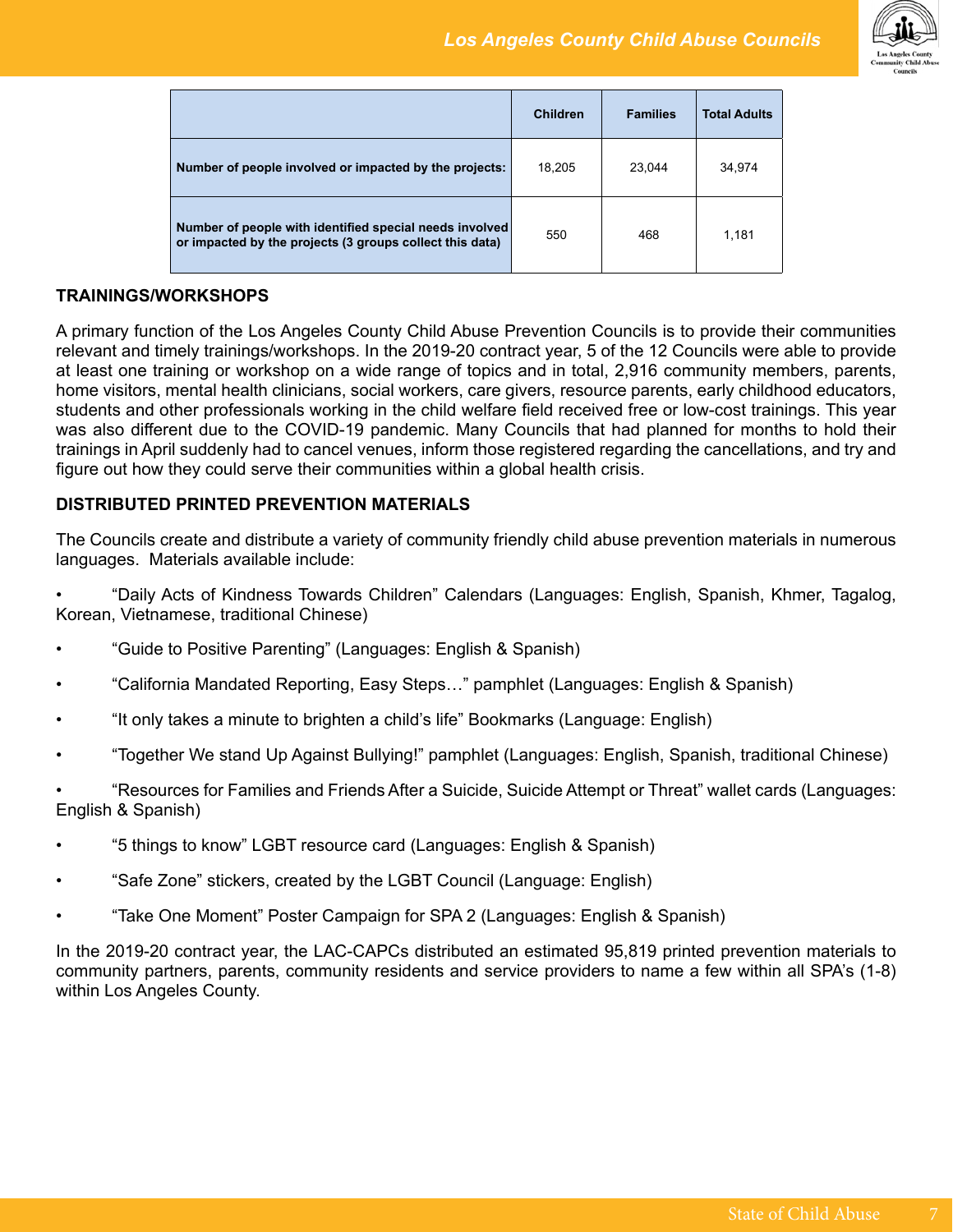| | Children | Families | Total Adults |
| --- | --- | --- | --- |
| **Number of people involved or impacted by the projects:** | 18,205 | 23,044 | 34,974 |
| **Number of people with identified special needs involved or impacted by the projects (3 groups collect this data)** | 550 | 468 | 1,181 |

## TRAININGS/WORKSHOPS

A primary function of the Los Angeles County Child Abuse Prevention Councils is to provide their communities relevant and timely trainings/workshops. In the 2019-20 contract year, 5 of the 12 Councils were able to provide at least one training or workshop on a wide range of topics and in total, 2,916 community members, parents, home visitors, mental health clinicians, social workers, care givers, resource parents, early childhood educators, students and other professionals working in the child welfare field received free or low-cost trainings. This year was also different due to the COVID-19 pandemic. Many Councils that had planned for months to hold their trainings in April suddenly had to cancel venues, inform those registered regarding the cancellations, and try and figure out how they could serve their communities within a global health crisis.

## DISTRIBUTED PRINTED PREVENTION MATERIALS

The Councils create and distribute a variety of community friendly child abuse prevention materials in numerous languages. Materials available include:

- “Daily Acts of Kindness Towards Children” Calendars (Languages: English, Spanish, Khmer, Tagalog, Korean, Vietnamese, traditional Chinese)
- “Guide to Positive Parenting” (Languages: English & Spanish)
- “California Mandated Reporting, Easy Steps…” pamphlet (Languages: English & Spanish)
- “It only takes a minute to brighten a child’s life” Bookmarks (Language: English)
- “Together We stand Up Against Bullying!” pamphlet (Languages: English, Spanish, traditional Chinese)
- “Resources for Families and Friends After a Suicide, Suicide Attempt or Threat” wallet cards (Languages: English & Spanish)
- “5 things to know” LGBT resource card (Languages: English & Spanish)
- “Safe Zone” stickers, created by the LGBT Council (Language: English)
- “Take One Moment” Poster Campaign for SPA 2 (Languages: English & Spanish)

In the 2019-20 contract year, the LAC-CAPCs distributed an estimated 95,819 printed prevention materials to community partners, parents, community residents and service providers to name a few within all SPA’s (1-8) within Los Angeles County.